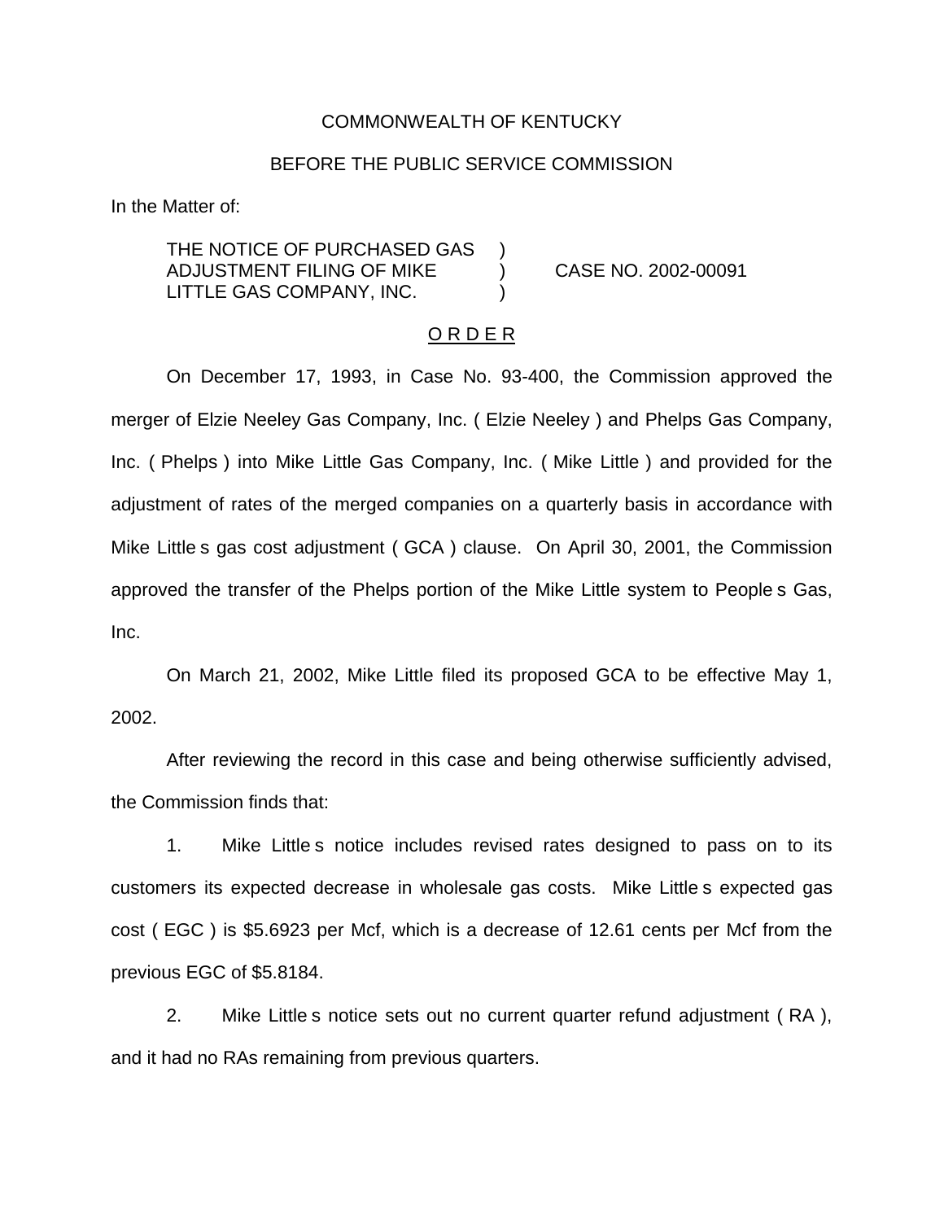COMMONWEALTH OF KENTUCKY

BEFORE THE PUBLIC SERVICE COMMISSION

In the Matter of:

THE NOTICE OF PURCHASED GAS ADJUSTMENT FILING OF MIKE LITTLE GAS COMPANY, INC. ) CASE NO. 2002-00091

O R D E R

On December 17, 1993, in Case No. 93-400, the Commission approved the merger of Elzie Neeley Gas Company, Inc. ( Elzie Neeley ) and Phelps Gas Company, Inc. ( Phelps ) into Mike Little Gas Company, Inc. ( Mike Little ) and provided for the adjustment of rates of the merged companies on a quarterly basis in accordance with Mike Little s gas cost adjustment ( GCA ) clause. On April 30, 2001, the Commission approved the transfer of the Phelps portion of the Mike Little system to People s Gas, Inc.

On March 21, 2002, Mike Little filed its proposed GCA to be effective May 1, 2002.

After reviewing the record in this case and being otherwise sufficiently advised, the Commission finds that:

1. Mike Little s notice includes revised rates designed to pass on to its customers its expected decrease in wholesale gas costs. Mike Little s expected gas cost ( EGC ) is $5.6923 per Mcf, which is a decrease of 12.61 cents per Mcf from the previous EGC of $5.8184.

2. Mike Little s notice sets out no current quarter refund adjustment ( RA ), and it had no RAs remaining from previous quarters.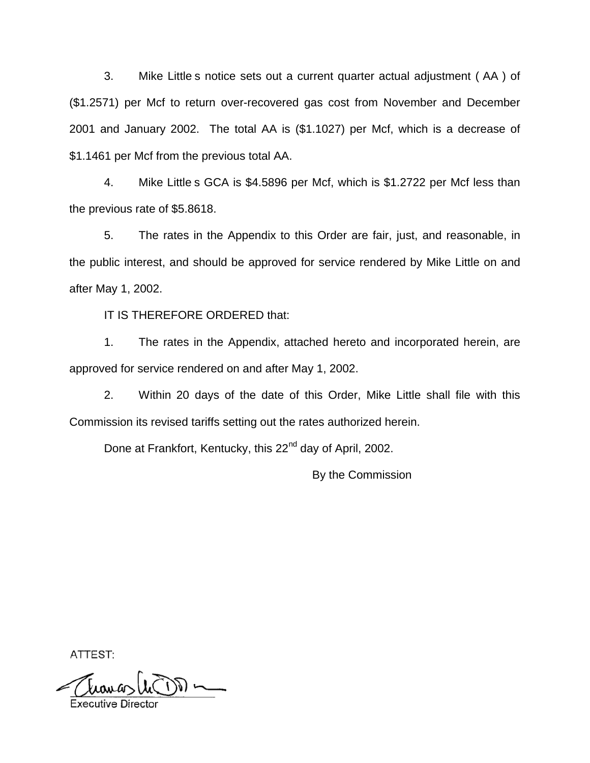3. Mike Little s notice sets out a current quarter actual adjustment ( AA ) of ($1.2571) per Mcf to return over-recovered gas cost from November and December 2001 and January 2002. The total AA is ($1.1027) per Mcf, which is a decrease of $1.1461 per Mcf from the previous total AA.

4. Mike Little s GCA is $4.5896 per Mcf, which is $1.2722 per Mcf less than the previous rate of $5.8618.

5. The rates in the Appendix to this Order are fair, just, and reasonable, in the public interest, and should be approved for service rendered by Mike Little on and after May 1, 2002.

IT IS THEREFORE ORDERED that:

1. The rates in the Appendix, attached hereto and incorporated herein, are approved for service rendered on and after May 1, 2002.

2. Within 20 days of the date of this Order, Mike Little shall file with this Commission its revised tariffs setting out the rates authorized herein.

Done at Frankfort, Kentucky, this 22nd day of April, 2002.

By the Commission

ATTEST:

Executive Director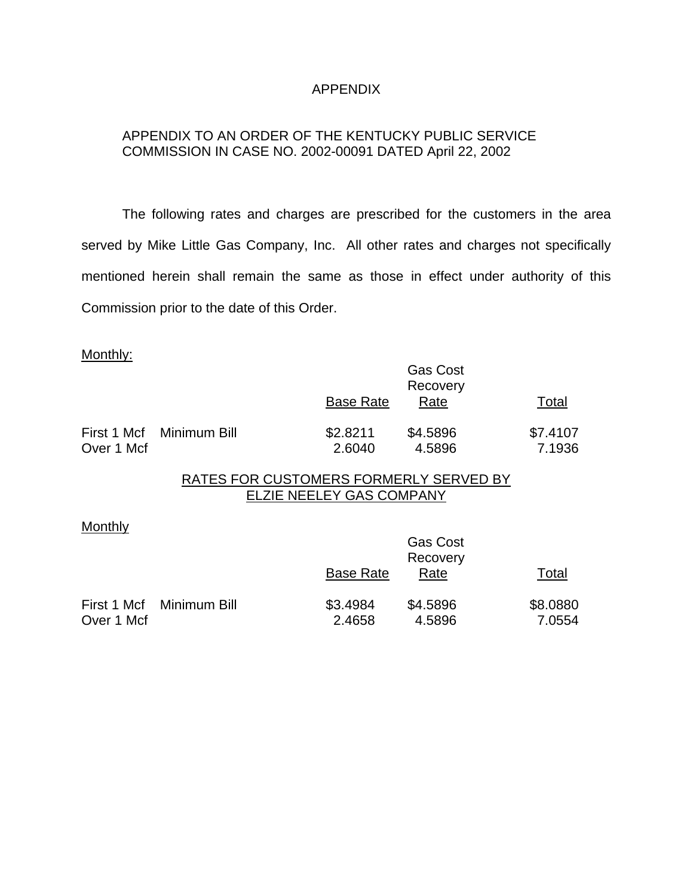# APPENDIX

APPENDIX TO AN ORDER OF THE KENTUCKY PUBLIC SERVICE COMMISSION IN CASE NO. 2002-00091 DATED April 22, 2002

The following rates and charges are prescribed for the customers in the area served by Mike Little Gas Company, Inc. All other rates and charges not specifically mentioned herein shall remain the same as those in effect under authority of this Commission prior to the date of this Order.

Monthly:

| | | Base Rate | Gas Cost Recovery Rate | Total |
|---|---|---|---|---|
| First 1 Mcf | Minimum Bill | $2.8211 | $4.5896 | $7.4107 |
| Over 1 Mcf | | 2.6040 | 4.5896 | 7.1936 |

RATES FOR CUSTOMERS FORMERLY SERVED BY ELZIE NEELEY GAS COMPANY

Monthly

| | | Base Rate | Gas Cost Recovery Rate | Total |
|---|---|---|---|---|
| First 1 Mcf | Minimum Bill | $3.4984 | $4.5896 | $8.0880 |
| Over 1 Mcf | | 2.4658 | 4.5896 | 7.0554 |